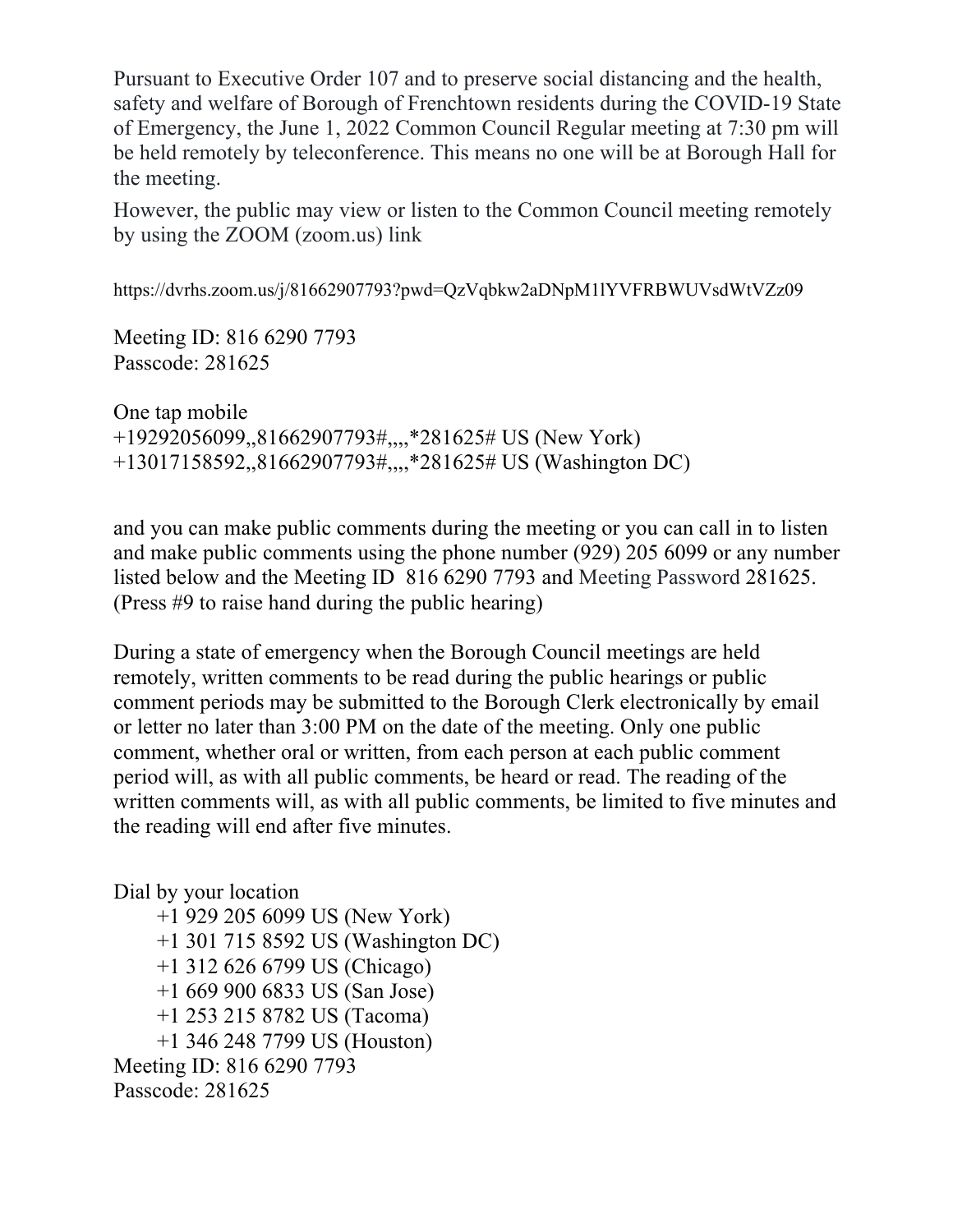Pursuant to Executive Order 107 and to preserve social distancing and the health, safety and welfare of Borough of Frenchtown residents during the COVID-19 State of Emergency, the June 1, 2022 Common Council Regular meeting at 7:30 pm will be held remotely by teleconference. This means no one will be at Borough Hall for the meeting.

However, the public may view or listen to the Common Council meeting remotely by using the ZOOM (zoom.us) link

https://dvrhs.zoom.us/j/81662907793?pwd=QzVqbkw2aDNpM1lYVFRBWUVsdWtVZz09

Meeting ID: 816 6290 7793
Passcode: 281625

One tap mobile
+19292056099,,81662907793#,,,,*281625# US (New York)
+13017158592,,81662907793#,,,,*281625# US (Washington DC)

and you can make public comments during the meeting or you can call in to listen and make public comments using the phone number (929) 205 6099 or any number listed below and the Meeting ID 816 6290 7793 and Meeting Password 281625. (Press #9 to raise hand during the public hearing)

During a state of emergency when the Borough Council meetings are held remotely, written comments to be read during the public hearings or public comment periods may be submitted to the Borough Clerk electronically by email or letter no later than 3:00 PM on the date of the meeting. Only one public comment, whether oral or written, from each person at each public comment period will, as with all public comments, be heard or read. The reading of the written comments will, as with all public comments, be limited to five minutes and the reading will end after five minutes.

Dial by your location
+1 929 205 6099 US (New York)
+1 301 715 8592 US (Washington DC)
+1 312 626 6799 US (Chicago)
+1 669 900 6833 US (San Jose)
+1 253 215 8782 US (Tacoma)
+1 346 248 7799 US (Houston)
Meeting ID: 816 6290 7793
Passcode: 281625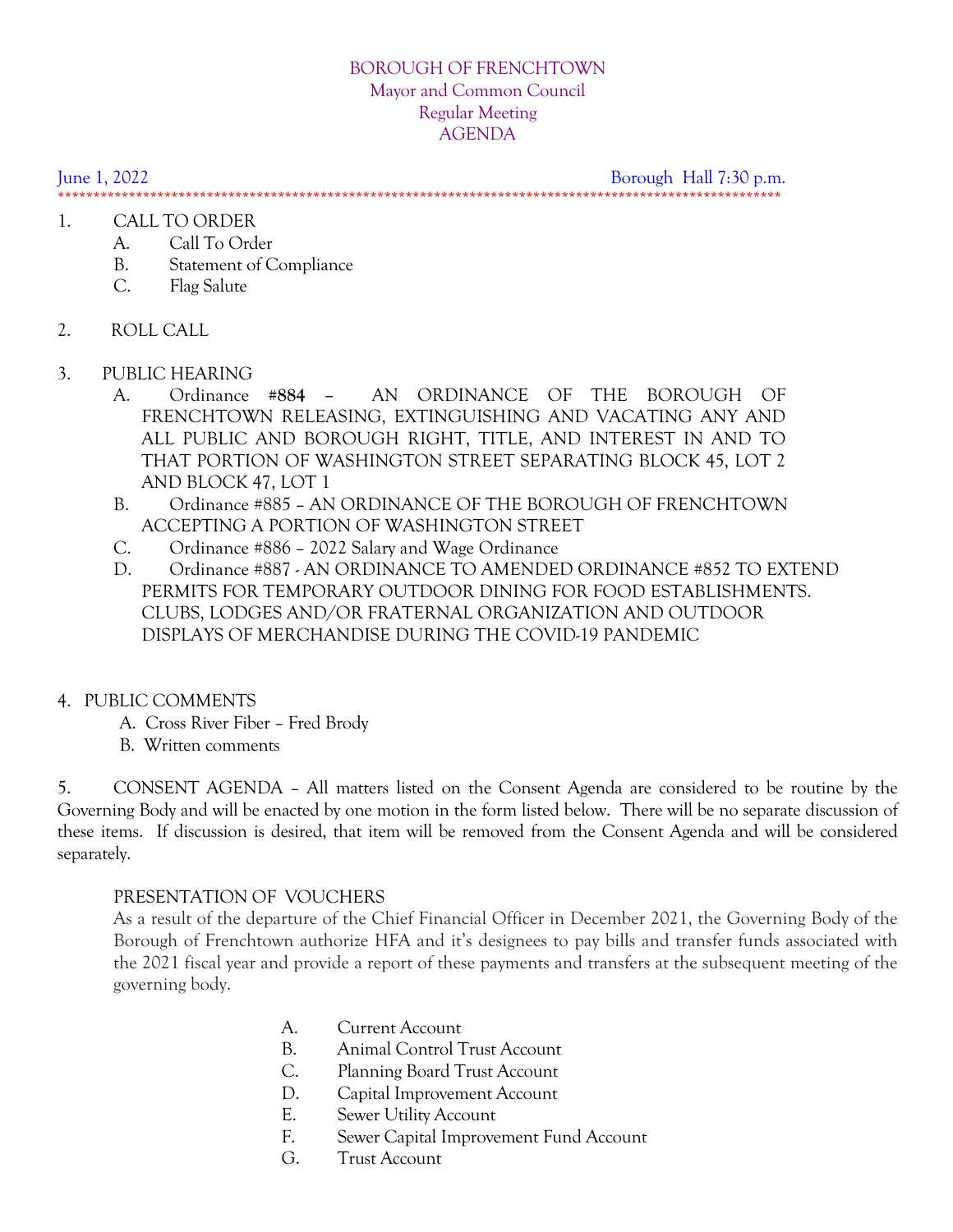# BOROUGH OF FRENCHTOWN
## Mayor and Common Council
## Regular Meeting
## AGENDA

June 1, 2022 Borough Hall 7:30 p.m.

******************************************************************************************************

1. CALL TO ORDER
   - A. Call To Order
   - B. Statement of Compliance
   - C. Flag Salute

2. ROLL CALL

3. PUBLIC HEARING
   - A. Ordinance **#884** – AN ORDINANCE OF THE BOROUGH OF FRENCHTOWN RELEASING, EXTINGUISHING AND VACATING ANY AND ALL PUBLIC AND BOROUGH RIGHT, TITLE, AND INTEREST IN AND TO THAT PORTION OF WASHINGTON STREET SEPARATING BLOCK 45, LOT 2 AND BLOCK 47, LOT 1
   - B. Ordinance #885 – AN ORDINANCE OF THE BOROUGH OF FRENCHTOWN ACCEPTING A PORTION OF WASHINGTON STREET
   - C. Ordinance #886 – 2022 Salary and Wage Ordinance
   - D. Ordinance #887 - AN ORDINANCE TO AMENDED ORDINANCE #852 TO EXTEND PERMITS FOR TEMPORARY OUTDOOR DINING FOR FOOD ESTABLISHMENTS. CLUBS, LODGES AND/OR FRATERNAL ORGANIZATION AND OUTDOOR DISPLAYS OF MERCHANDISE DURING THE COVID-19 PANDEMIC

4. PUBLIC COMMENTS
   - A. Cross River Fiber – Fred Brody
   - B. Written comments

5. CONSENT AGENDA – All matters listed on the Consent Agenda are considered to be routine by the Governing Body and will be enacted by one motion in the form listed below. There will be no separate discussion of these items. If discussion is desired, that item will be removed from the Consent Agenda and will be considered separately.

   PRESENTATION OF VOUCHERS

   As a result of the departure of the Chief Financial Officer in December 2021, the Governing Body of the Borough of Frenchtown authorize HFA and it's designees to pay bills and transfer funds associated with the 2021 fiscal year and provide a report of these payments and transfers at the subsequent meeting of the governing body.

   - A. Current Account
   - B. Animal Control Trust Account
   - C. Planning Board Trust Account
   - D. Capital Improvement Account
   - E. Sewer Utility Account
   - F. Sewer Capital Improvement Fund Account
   - G. Trust Account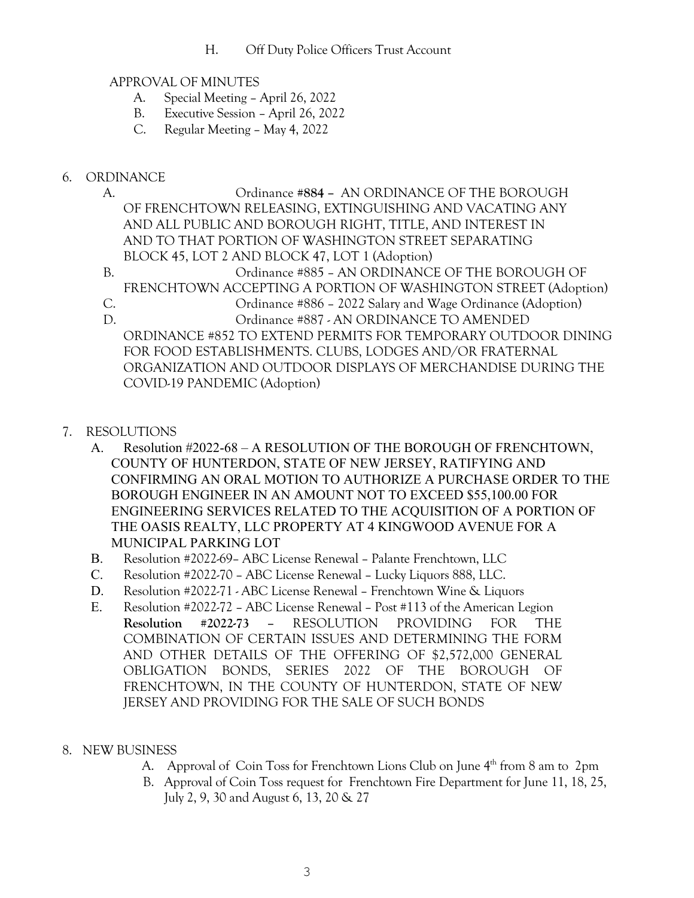H. Off Duty Police Officers Trust Account

APPROVAL OF MINUTES

A. Special Meeting – April 26, 2022
B. Executive Session – April 26, 2022
C. Regular Meeting – May 4, 2022

6. ORDINANCE

A. Ordinance **#884** – AN ORDINANCE OF THE BOROUGH OF FRENCHTOWN RELEASING, EXTINGUISHING AND VACATING ANY AND ALL PUBLIC AND BOROUGH RIGHT, TITLE, AND INTEREST IN AND TO THAT PORTION OF WASHINGTON STREET SEPARATING BLOCK 45, LOT 2 AND BLOCK 47, LOT 1 (Adoption)

B. Ordinance #885 – AN ORDINANCE OF THE BOROUGH OF FRENCHTOWN ACCEPTING A PORTION OF WASHINGTON STREET (Adoption)

C. Ordinance #886 – 2022 Salary and Wage Ordinance (Adoption)

D. Ordinance #887 - AN ORDINANCE TO AMENDED ORDINANCE #852 TO EXTEND PERMITS FOR TEMPORARY OUTDOOR DINING FOR FOOD ESTABLISHMENTS. CLUBS, LODGES AND/OR FRATERNAL ORGANIZATION AND OUTDOOR DISPLAYS OF MERCHANDISE DURING THE COVID-19 PANDEMIC (Adoption)

7. RESOLUTIONS

A. Resolution #2022-68 – A RESOLUTION OF THE BOROUGH OF FRENCHTOWN, COUNTY OF HUNTERDON, STATE OF NEW JERSEY, RATIFYING AND CONFIRMING AN ORAL MOTION TO AUTHORIZE A PURCHASE ORDER TO THE BOROUGH ENGINEER IN AN AMOUNT NOT TO EXCEED $55,100.00 FOR ENGINEERING SERVICES RELATED TO THE ACQUISITION OF A PORTION OF THE OASIS REALTY, LLC PROPERTY AT 4 KINGWOOD AVENUE FOR A MUNICIPAL PARKING LOT

B. Resolution #2022-69– ABC License Renewal – Palante Frenchtown, LLC

C. Resolution #2022-70 – ABC License Renewal – Lucky Liquors 888, LLC.

D. Resolution #2022-71 - ABC License Renewal – Frenchtown Wine & Liquors

E. Resolution #2022-72 – ABC License Renewal – Post #113 of the American Legion

**Resolution #2022-73** – RESOLUTION PROVIDING FOR THE COMBINATION OF CERTAIN ISSUES AND DETERMINING THE FORM AND OTHER DETAILS OF THE OFFERING OF $2,572,000 GENERAL OBLIGATION BONDS, SERIES 2022 OF THE BOROUGH OF FRENCHTOWN, IN THE COUNTY OF HUNTERDON, STATE OF NEW JERSEY AND PROVIDING FOR THE SALE OF SUCH BONDS

8. NEW BUSINESS

A. Approval of Coin Toss for Frenchtown Lions Club on June 4th from 8 am to 2pm

B. Approval of Coin Toss request for Frenchtown Fire Department for June 11, 18, 25, July 2, 9, 30 and August 6, 13, 20 & 27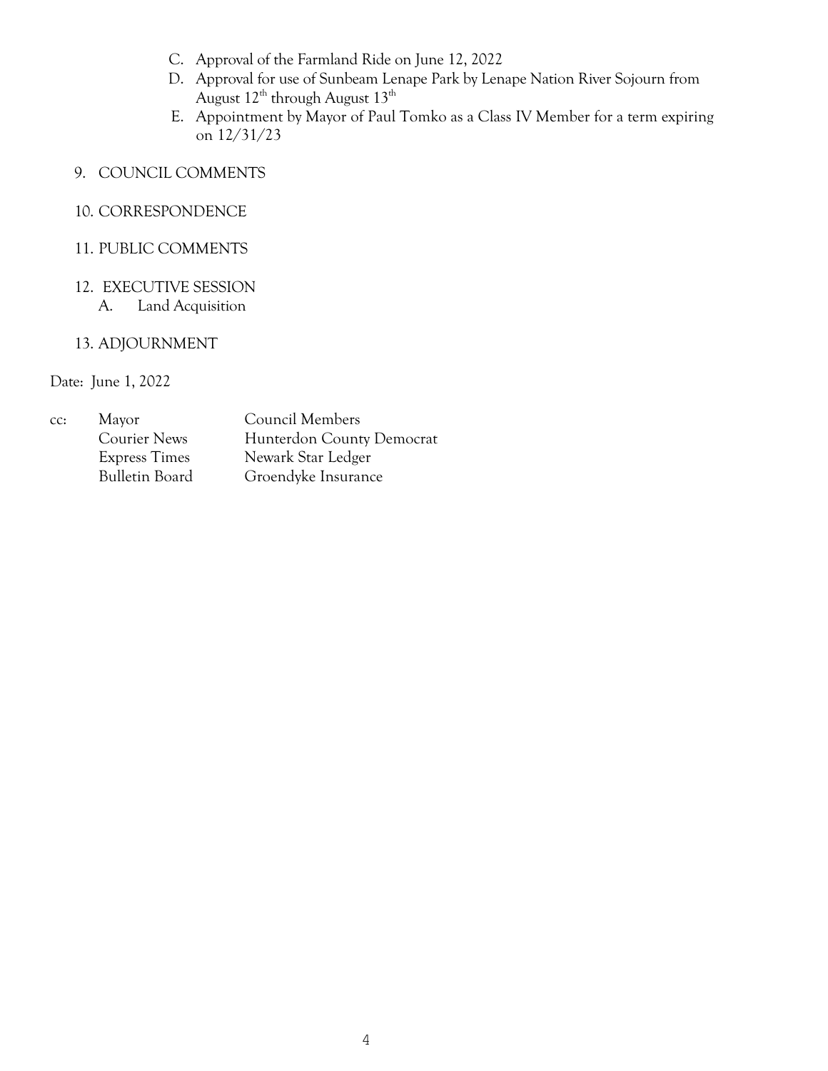C. Approval of the Farmland Ride on June 12, 2022

D. Approval for use of Sunbeam Lenape Park by Lenape Nation River Sojourn from August 12th through August 13th

E. Appointment by Mayor of Paul Tomko as a Class IV Member for a term expiring on 12/31/23

9. COUNCIL COMMENTS

10. CORRESPONDENCE

11. PUBLIC COMMENTS

12. EXECUTIVE SESSION
    A. Land Acquisition

13. ADJOURNMENT

Date: June 1, 2022

| cc: | Mayor | Council Members |
|---|---|---|
| | Courier News | Hunterdon County Democrat |
| | Express Times | Newark Star Ledger |
| | Bulletin Board | Groendyke Insurance |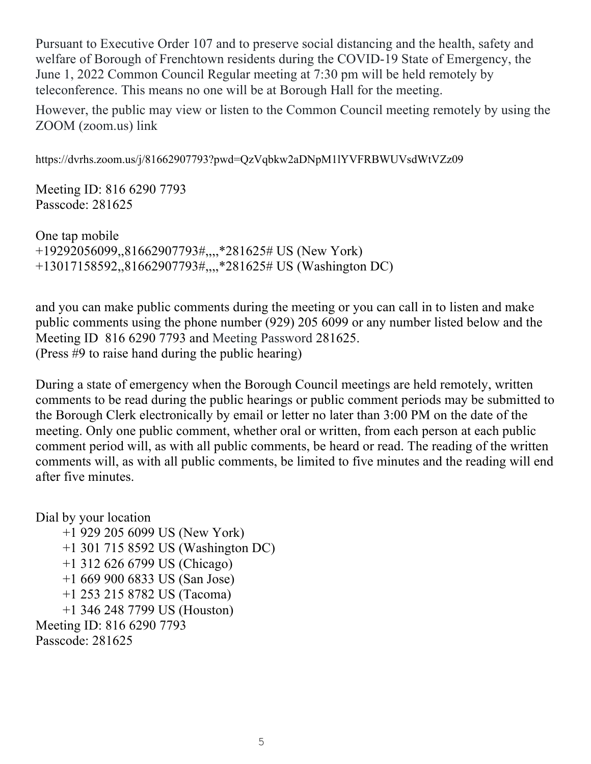Pursuant to Executive Order 107 and to preserve social distancing and the health, safety and welfare of Borough of Frenchtown residents during the COVID-19 State of Emergency, the June 1, 2022 Common Council Regular meeting at 7:30 pm will be held remotely by teleconference. This means no one will be at Borough Hall for the meeting.

However, the public may view or listen to the Common Council meeting remotely by using the ZOOM (zoom.us) link

https://dvrhs.zoom.us/j/81662907793?pwd=QzVqbkw2aDNpM1lYVFRBWUVsdWtVZz09

Meeting ID: 816 6290 7793
Passcode: 281625

One tap mobile
+19292056099,,81662907793#,,,,*281625# US (New York)
+13017158592,,81662907793#,,,,*281625# US (Washington DC)

and you can make public comments during the meeting or you can call in to listen and make public comments using the phone number (929) 205 6099 or any number listed below and the Meeting ID 816 6290 7793 and Meeting Password 281625.
(Press #9 to raise hand during the public hearing)

During a state of emergency when the Borough Council meetings are held remotely, written comments to be read during the public hearings or public comment periods may be submitted to the Borough Clerk electronically by email or letter no later than 3:00 PM on the date of the meeting. Only one public comment, whether oral or written, from each person at each public comment period will, as with all public comments, be heard or read. The reading of the written comments will, as with all public comments, be limited to five minutes and the reading will end after five minutes.

Dial by your location
+1 929 205 6099 US (New York)
+1 301 715 8592 US (Washington DC)
+1 312 626 6799 US (Chicago)
+1 669 900 6833 US (San Jose)
+1 253 215 8782 US (Tacoma)
+1 346 248 7799 US (Houston)
Meeting ID: 816 6290 7793
Passcode: 281625